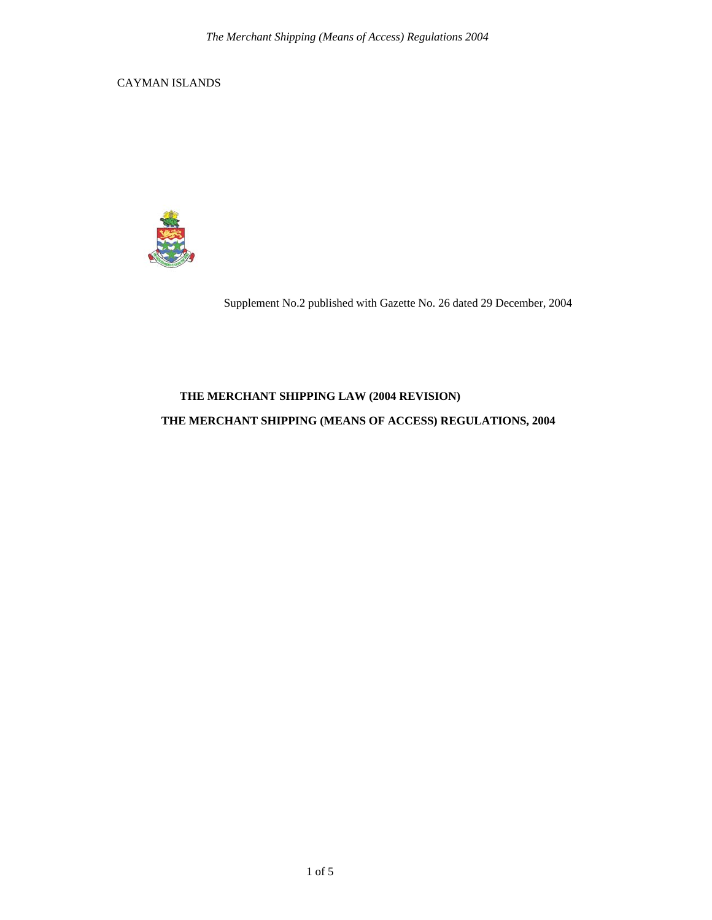CAYMAN ISLANDS

Supplement No.2 published with Gazette No. 26 dated 29 December, 2004

# THE MERCHANT SHIPPING LAW (2004 REVISION)

# THE MERCHANT SHIPPING (MEANS OF ACCESS) REGULATIONS, 2004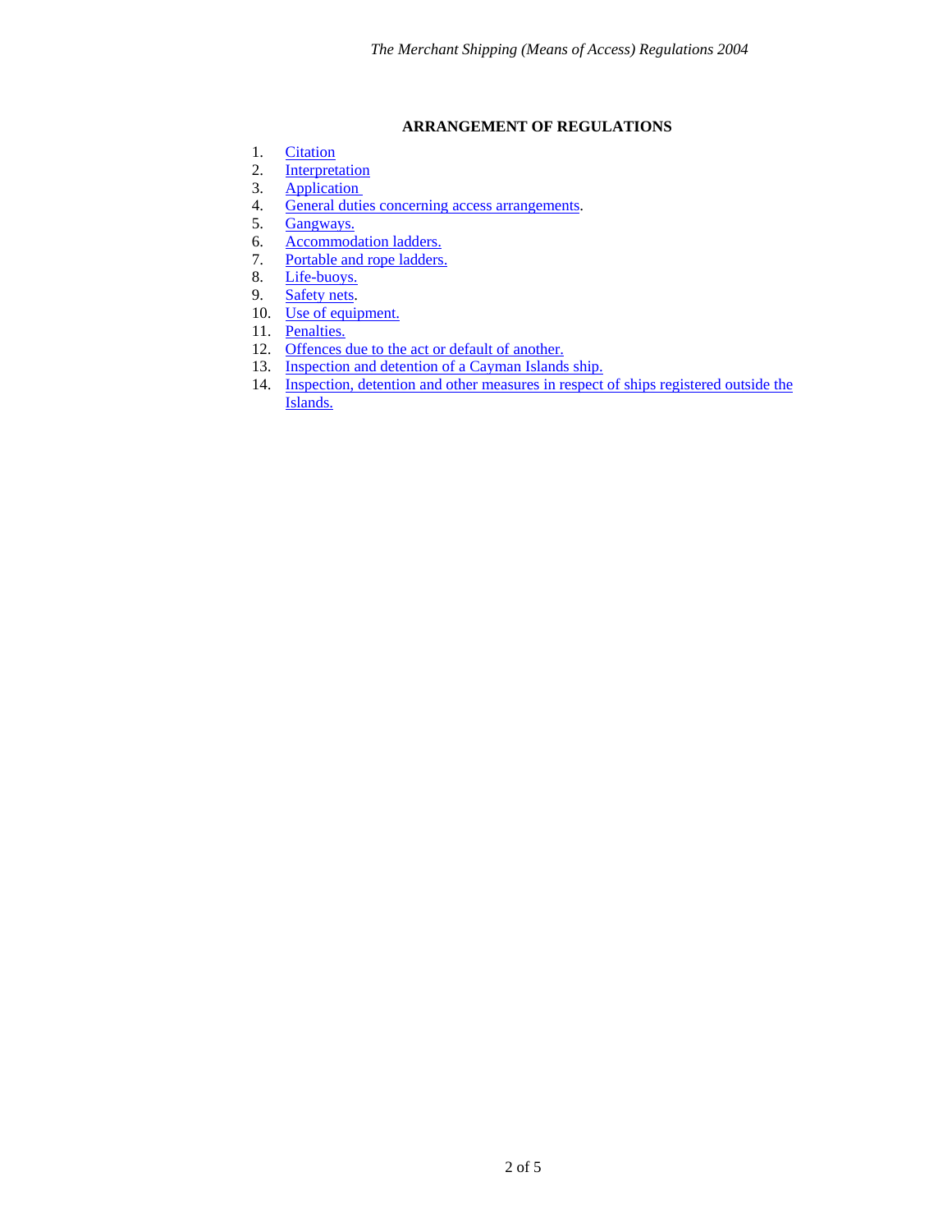**ARRANGEMENT OF REGULATIONS**

1. Citation
2. Interpretation
3. Application
4. General duties concerning access arrangements.
5. Gangways.
6. Accommodation ladders.
7. Portable and rope ladders.
8. Life-buoys.
9. Safety nets.
10. Use of equipment.
11. Penalties.
12. Offences due to the act or default of another.
13. Inspection and detention of a Cayman Islands ship.
14. Inspection, detention and other measures in respect of ships registered outside the Islands.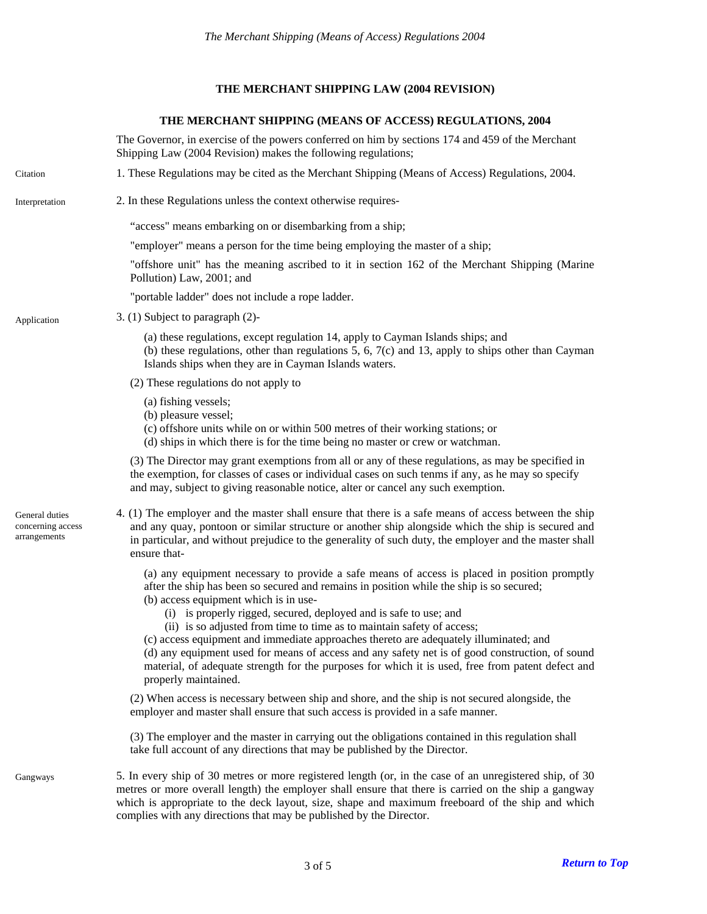**THE MERCHANT SHIPPING LAW (2004 REVISION)**

**THE MERCHANT SHIPPING (MEANS OF ACCESS) REGULATIONS, 2004**

The Governor, in exercise of the powers conferred on him by sections 174 and 459 of the Merchant Shipping Law (2004 Revision) makes the following regulations;

Citation

1. These Regulations may be cited as the Merchant Shipping (Means of Access) Regulations, 2004.

Interpretation

2. In these Regulations unless the context otherwise requires-

"access" means embarking on or disembarking from a ship;

"employer" means a person for the time being employing the master of a ship;

"offshore unit" has the meaning ascribed to it in section 162 of the Merchant Shipping (Marine Pollution) Law, 2001; and

"portable ladder" does not include a rope ladder.

Application

3. (1) Subject to paragraph (2)-

(a) these regulations, except regulation 14, apply to Cayman Islands ships; and
(b) these regulations, other than regulations 5, 6, 7(c) and 13, apply to ships other than Cayman Islands ships when they are in Cayman Islands waters.

(2) These regulations do not apply to

(a) fishing vessels;
(b) pleasure vessel;
(c) offshore units while on or within 500 metres of their working stations; or
(d) ships in which there is for the time being no master or crew or watchman.

(3) The Director may grant exemptions from all or any of these regulations, as may be specified in the exemption, for classes of cases or individual cases on such tenms if any, as he may so specify and may, subject to giving reasonable notice, alter or cancel any such exemption.

General duties concerning access arrangements

4. (1) The employer and the master shall ensure that there is a safe means of access between the ship and any quay, pontoon or similar structure or another ship alongside which the ship is secured and in particular, and without prejudice to the generality of such duty, the employer and the master shall ensure that-

(a) any equipment necessary to provide a safe means of access is placed in position promptly after the ship has been so secured and remains in position while the ship is so secured;
(b) access equipment which is in use-
  (i) is properly rigged, secured, deployed and is safe to use; and
  (ii) is so adjusted from time to time as to maintain safety of access;
(c) access equipment and immediate approaches thereto are adequately illuminated; and
(d) any equipment used for means of access and any safety net is of good construction, of sound material, of adequate strength for the purposes for which it is used, free from patent defect and properly maintained.

(2) When access is necessary between ship and shore, and the ship is not secured alongside, the employer and master shall ensure that such access is provided in a safe manner.

(3) The employer and the master in carrying out the obligations contained in this regulation shall take full account of any directions that may be published by the Director.

Gangways

5. In every ship of 30 metres or more registered length (or, in the case of an unregistered ship, of 30 metres or more overall length) the employer shall ensure that there is carried on the ship a gangway which is appropriate to the deck layout, size, shape and maximum freeboard of the ship and which complies with any directions that may be published by the Director.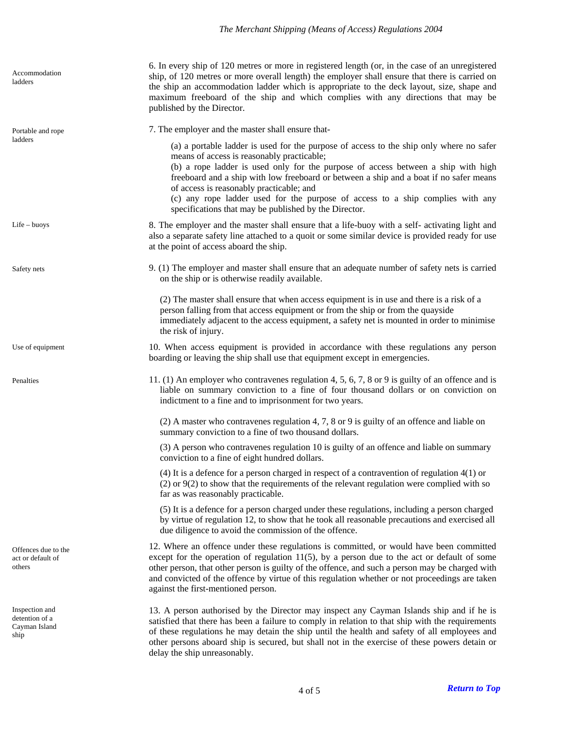**Accommodation ladders**

6. In every ship of 120 metres or more in registered length (or, in the case of an unregistered ship, of 120 metres or more overall length) the employer shall ensure that there is carried on the ship an accommodation ladder which is appropriate to the deck layout, size, shape and maximum freeboard of the ship and which complies with any directions that may be published by the Director.

**Portable and rope ladders**

7. The employer and the master shall ensure that-

(a) a portable ladder is used for the purpose of access to the ship only where no safer means of access is reasonably practicable;
(b) a rope ladder is used only for the purpose of access between a ship with high freeboard and a ship with low freeboard or between a ship and a boat if no safer means of access is reasonably practicable; and
(c) any rope ladder used for the purpose of access to a ship complies with any specifications that may be published by the Director.

**Life – buoys**

8. The employer and the master shall ensure that a life-buoy with a self- activating light and also a separate safety line attached to a quoit or some similar device is provided ready for use at the point of access aboard the ship.

**Safety nets**

9. (1) The employer and master shall ensure that an adequate number of safety nets is carried on the ship or is otherwise readily available.

(2) The master shall ensure that when access equipment is in use and there is a risk of a person falling from that access equipment or from the ship or from the quayside immediately adjacent to the access equipment, a safety net is mounted in order to minimise the risk of injury.

**Use of equipment**

10. When access equipment is provided in accordance with these regulations any person boarding or leaving the ship shall use that equipment except in emergencies.

**Penalties**

11. (1) An employer who contravenes regulation 4, 5, 6, 7, 8 or 9 is guilty of an offence and is liable on summary conviction to a fine of four thousand dollars or on conviction on indictment to a fine and to imprisonment for two years.

(2) A master who contravenes regulation 4, 7, 8 or 9 is guilty of an offence and liable on summary conviction to a fine of two thousand dollars.

(3) A person who contravenes regulation 10 is guilty of an offence and liable on summary conviction to a fine of eight hundred dollars.

(4) It is a defence for a person charged in respect of a contravention of regulation 4(1) or (2) or 9(2) to show that the requirements of the relevant regulation were complied with so far as was reasonably practicable.

(5) It is a defence for a person charged under these regulations, including a person charged by virtue of regulation 12, to show that he took all reasonable precautions and exercised all due diligence to avoid the commission of the offence.

**Offences due to the act or default of others**

12. Where an offence under these regulations is committed, or would have been committed except for the operation of regulation 11(5), by a person due to the act or default of some other person, that other person is guilty of the offence, and such a person may be charged with and convicted of the offence by virtue of this regulation whether or not proceedings are taken against the first-mentioned person.

**Inspection and detention of a Cayman Island ship**

13. A person authorised by the Director may inspect any Cayman Islands ship and if he is satisfied that there has been a failure to comply in relation to that ship with the requirements of these regulations he may detain the ship until the health and safety of all employees and other persons aboard ship is secured, but shall not in the exercise of these powers detain or delay the ship unreasonably.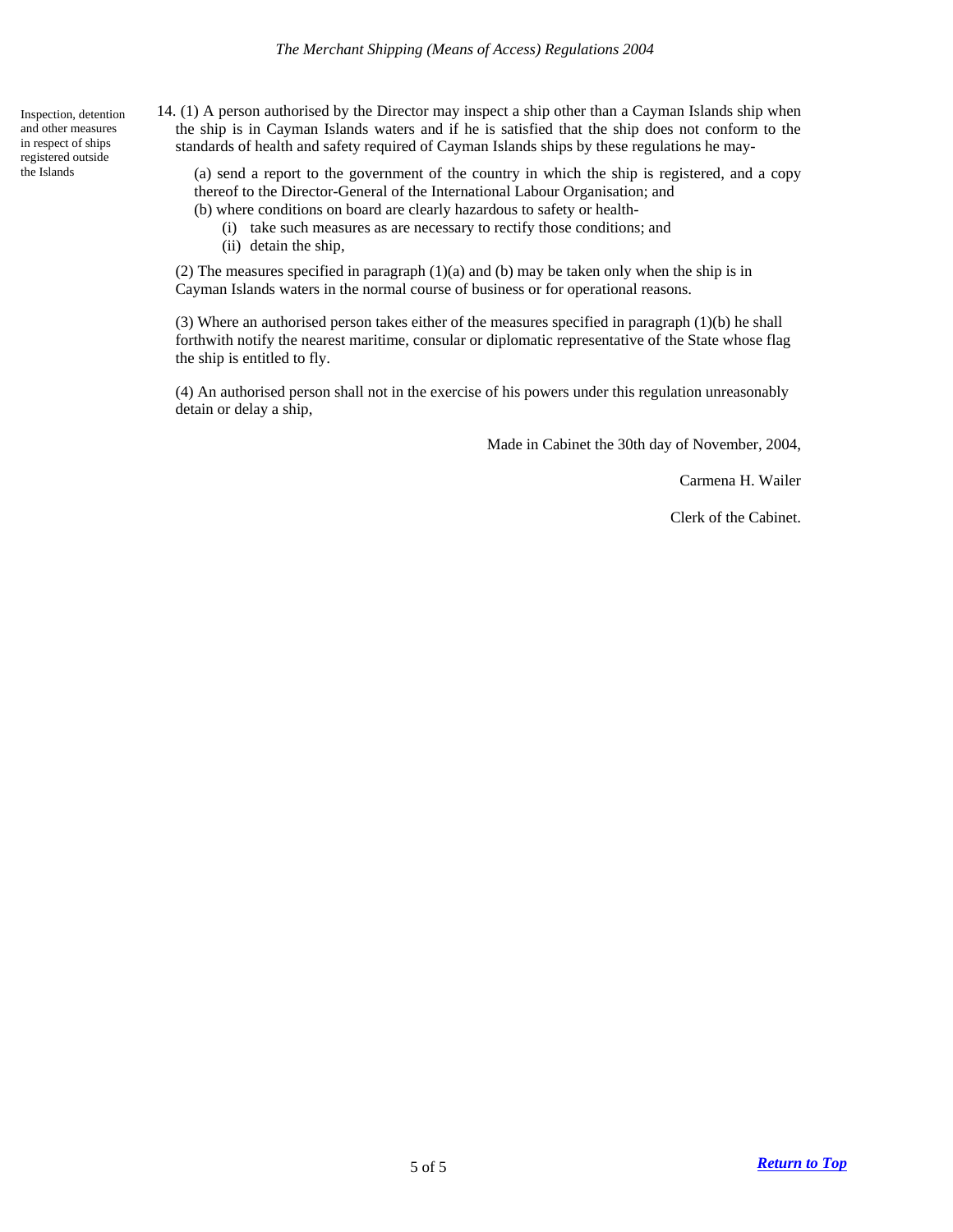Inspection, detention and other measures in respect of ships registered outside the Islands

14. (1) A person authorised by the Director may inspect a ship other than a Cayman Islands ship when the ship is in Cayman Islands waters and if he is satisfied that the ship does not conform to the standards of health and safety required of Cayman Islands ships by these regulations he may-

(a) send a report to the government of the country in which the ship is registered, and a copy thereof to the Director-General of the International Labour Organisation; and

(b) where conditions on board are clearly hazardous to safety or health-

(i) take such measures as are necessary to rectify those conditions; and

(ii) detain the ship,

(2) The measures specified in paragraph (1)(a) and (b) may be taken only when the ship is in Cayman Islands waters in the normal course of business or for operational reasons.

(3) Where an authorised person takes either of the measures specified in paragraph (1)(b) he shall forthwith notify the nearest maritime, consular or diplomatic representative of the State whose flag the ship is entitled to fly.

(4) An authorised person shall not in the exercise of his powers under this regulation unreasonably detain or delay a ship,

Made in Cabinet the 30th day of November, 2004,

Carmena H. Wailer

Clerk of the Cabinet.

[Return to Top]